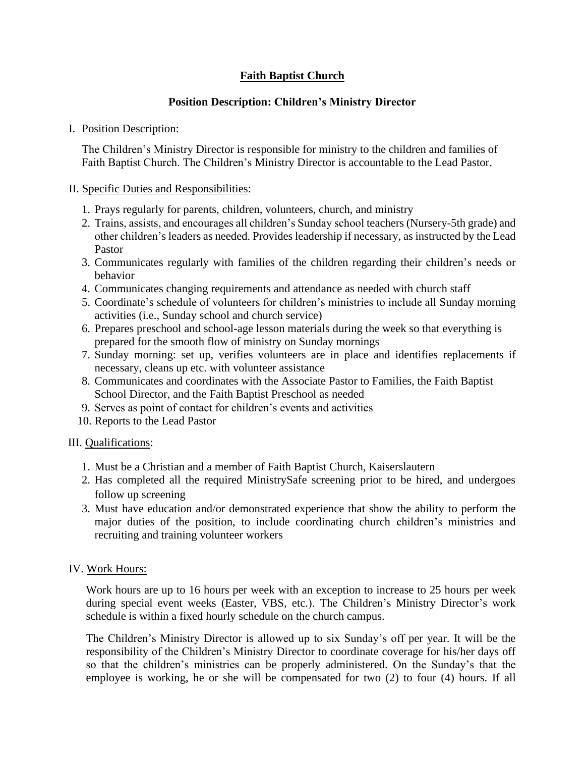# Faith Baptist Church

## Position Description: Children's Ministry Director

I. Position Description:

The Children's Ministry Director is responsible for ministry to the children and families of Faith Baptist Church. The Children's Ministry Director is accountable to the Lead Pastor.

II. Specific Duties and Responsibilities:

1. Prays regularly for parents, children, volunteers, church, and ministry
2. Trains, assists, and encourages all children's Sunday school teachers (Nursery-5th grade) and other children's leaders as needed. Provides leadership if necessary, as instructed by the Lead Pastor
3. Communicates regularly with families of the children regarding their children's needs or behavior
4. Communicates changing requirements and attendance as needed with church staff
5. Coordinate's schedule of volunteers for children's ministries to include all Sunday morning activities (i.e., Sunday school and church service)
6. Prepares preschool and school-age lesson materials during the week so that everything is prepared for the smooth flow of ministry on Sunday mornings
7. Sunday morning: set up, verifies volunteers are in place and identifies replacements if necessary, cleans up etc. with volunteer assistance
8. Communicates and coordinates with the Associate Pastor to Families, the Faith Baptist School Director, and the Faith Baptist Preschool as needed
9. Serves as point of contact for children's events and activities
10. Reports to the Lead Pastor

III. Qualifications:

1. Must be a Christian and a member of Faith Baptist Church, Kaiserslautern
2. Has completed all the required MinistrySafe screening prior to be hired, and undergoes follow up screening
3. Must have education and/or demonstrated experience that show the ability to perform the major duties of the position, to include coordinating church children's ministries and recruiting and training volunteer workers

IV. Work Hours:

Work hours are up to 16 hours per week with an exception to increase to 25 hours per week during special event weeks (Easter, VBS, etc.). The Children's Ministry Director's work schedule is within a fixed hourly schedule on the church campus.

The Children's Ministry Director is allowed up to six Sunday's off per year. It will be the responsibility of the Children's Ministry Director to coordinate coverage for his/her days off so that the children's ministries can be properly administered. On the Sunday's that the employee is working, he or she will be compensated for two (2) to four (4) hours. If all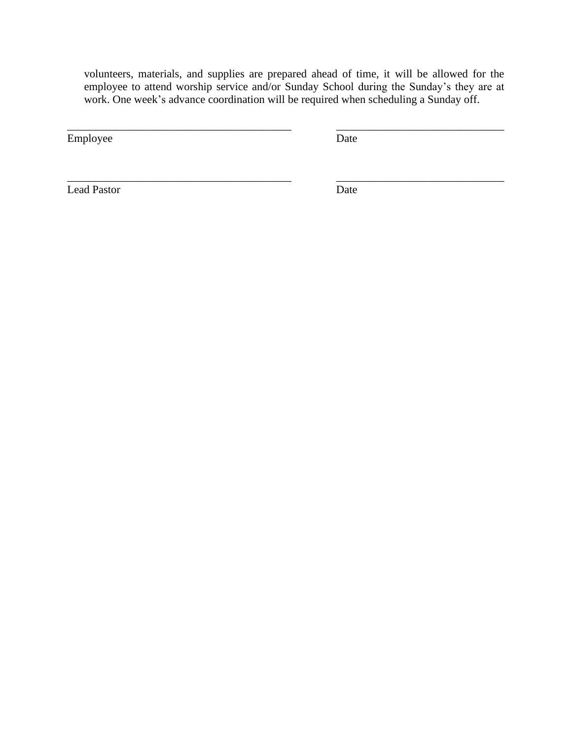volunteers, materials, and supplies are prepared ahead of time, it will be allowed for the employee to attend worship service and/or Sunday School during the Sunday's they are at work. One week's advance coordination will be required when scheduling a Sunday off.

| | |
|---|---|
| ________________________________________ | ______________________________ |
| Employee | Date |
| ________________________________________ | ______________________________ |
| Lead Pastor | Date |